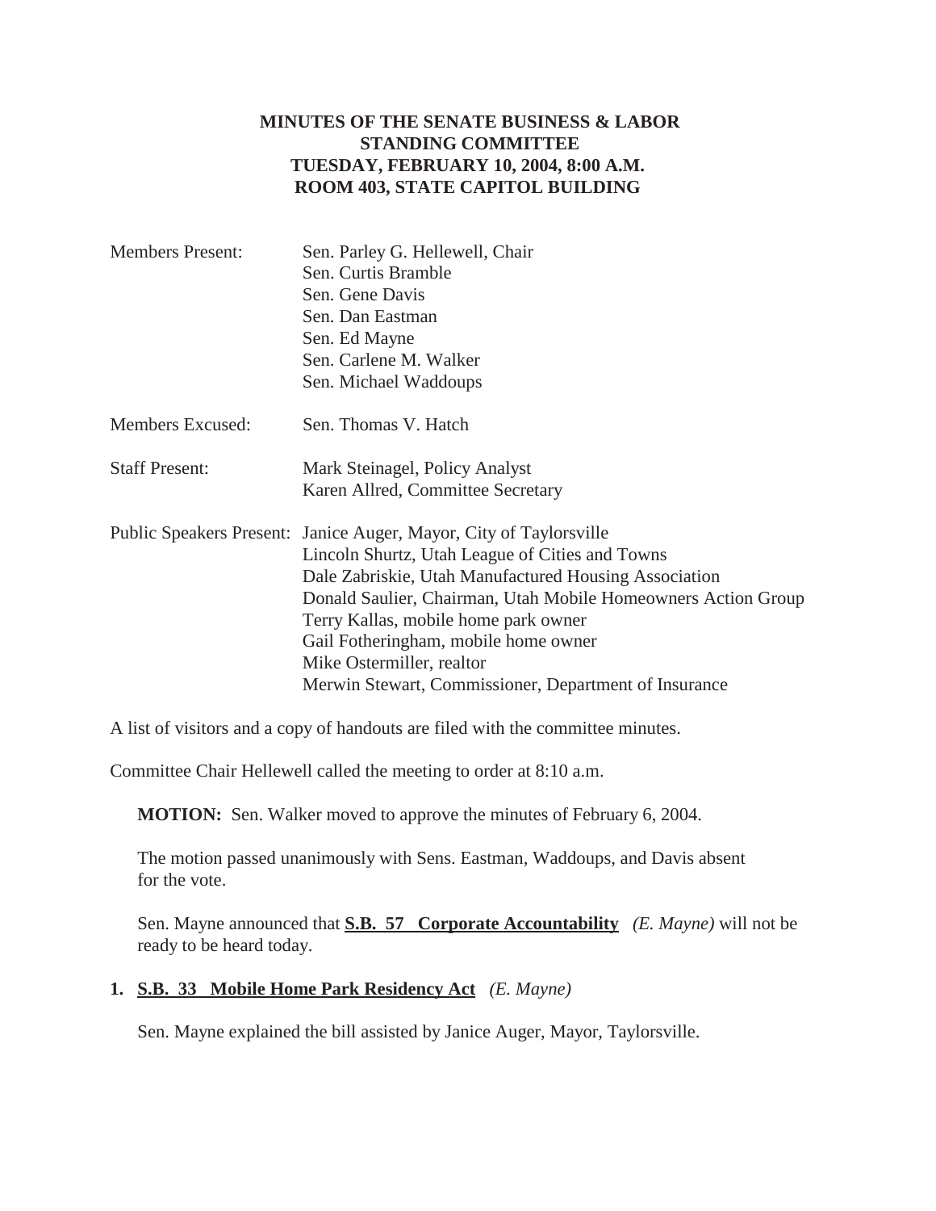# MINUTES OF THE SENATE BUSINESS & LABOR STANDING COMMITTEE
## TUESDAY, FEBRUARY 10, 2004, 8:00 A.M.
## ROOM 403, STATE CAPITOL BUILDING

| | |
|---|---|
| Members Present: | Sen. Parley G. Hellewell, Chair<br>Sen. Curtis Bramble<br>Sen. Gene Davis<br>Sen. Dan Eastman<br>Sen. Ed Mayne<br>Sen. Carlene M. Walker<br>Sen. Michael Waddoups |
| Members Excused: | Sen. Thomas V. Hatch |
| Staff Present: | Mark Steinagel, Policy Analyst<br>Karen Allred, Committee Secretary |
| Public Speakers Present: | Janice Auger, Mayor, City of Taylorsville<br>Lincoln Shurtz, Utah League of Cities and Towns<br>Dale Zabriskie, Utah Manufactured Housing Association<br>Donald Saulier, Chairman, Utah Mobile Homeowners Action Group<br>Terry Kallas, mobile home park owner<br>Gail Fotheringham, mobile home owner<br>Mike Ostermiller, realtor<br>Merwin Stewart, Commissioner, Department of Insurance |

A list of visitors and a copy of handouts are filed with the committee minutes.

Committee Chair Hellewell called the meeting to order at 8:10 a.m.

**MOTION:** Sen. Walker moved to approve the minutes of February 6, 2004.

The motion passed unanimously with Sens. Eastman, Waddoups, and Davis absent for the vote.

Sen. Mayne announced that **S.B. 57 Corporate Accountability** *(E. Mayne)* will not be ready to be heard today.

**1. S.B. 33 Mobile Home Park Residency Act** *(E. Mayne)*

Sen. Mayne explained the bill assisted by Janice Auger, Mayor, Taylorsville.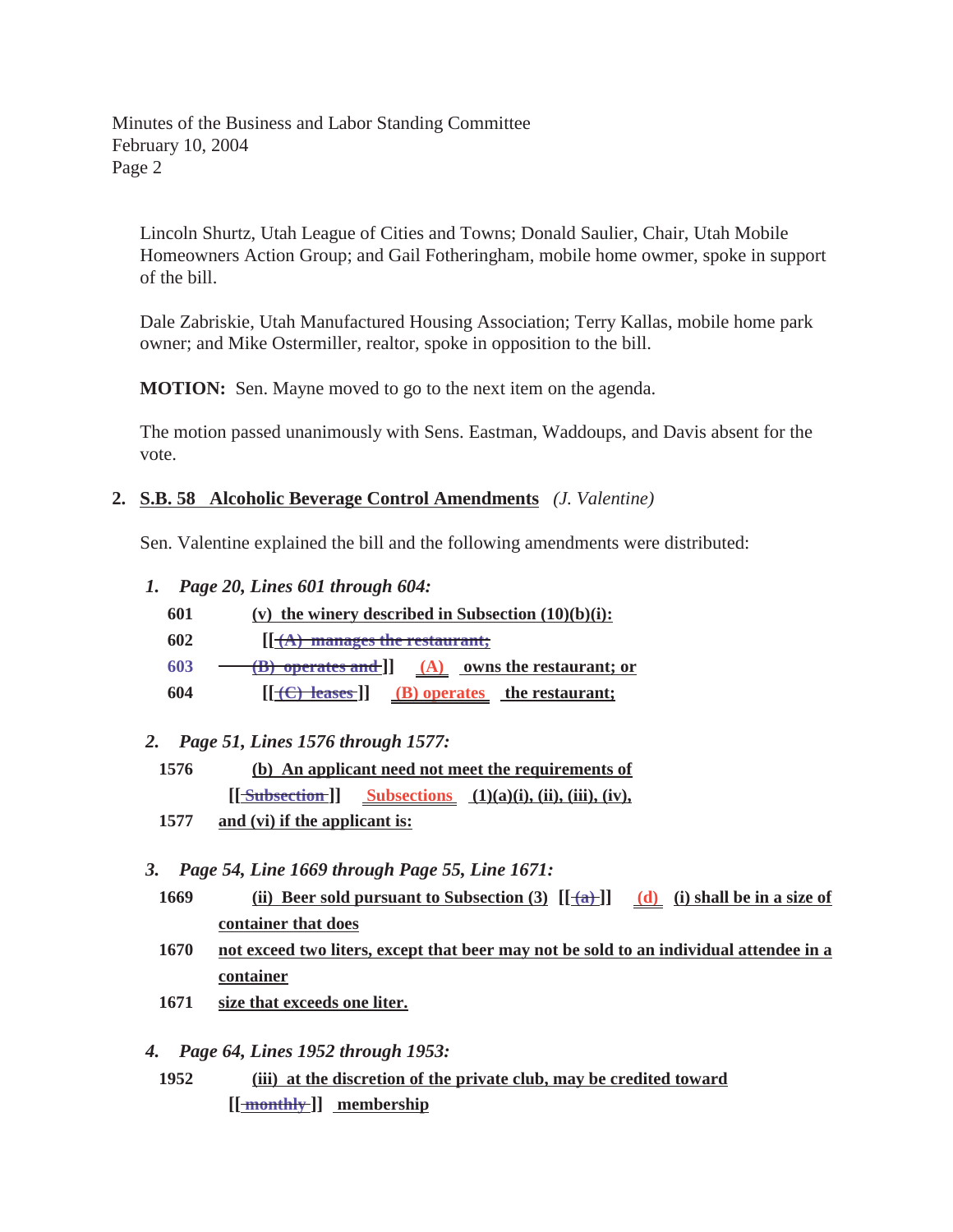Lincoln Shurtz, Utah League of Cities and Towns; Donald Saulier, Chair, Utah Mobile Homeowners Action Group; and Gail Fotheringham, mobile home owmer, spoke in support of the bill.

Dale Zabriskie, Utah Manufactured Housing Association; Terry Kallas, mobile home park owner; and Mike Ostermiller, realtor, spoke in opposition to the bill.

**MOTION:** Sen. Mayne moved to go to the next item on the agenda.

The motion passed unanimously with Sens. Eastman, Waddoups, and Davis absent for the vote.

**2. S.B. 58 Alcoholic Beverage Control Amendments** *(J. Valentine)*

Sen. Valentine explained the bill and the following amendments were distributed:

*1. Page 20, Lines 601 through 604:*

601 (v) the winery described in Subsection (10)(b)(i):

602 [[ ~~(A) manages the restaurant;~~

603 ~~(B) operates and~~ ]] (A) owns the restaurant; or

604 [[ ~~(C) leases~~ ]] (B) operates the restaurant;

*2. Page 51, Lines 1576 through 1577:*

1576 (b) An applicant need not meet the requirements of [[ ~~Subsection~~ ]] Subsections (1)(a)(i), (ii), (iii), (iv),

1577 and (vi) if the applicant is:

*3. Page 54, Line 1669 through Page 55, Line 1671:*

1669 (ii) Beer sold pursuant to Subsection (3) [[ ~~(a)~~ ]] (d) (i) shall be in a size of container that does

1670 not exceed two liters, except that beer may not be sold to an individual attendee in a container

1671 size that exceeds one liter.

*4. Page 64, Lines 1952 through 1953:*

1952 (iii) at the discretion of the private club, may be credited toward [[ ~~monthly~~ ]] membership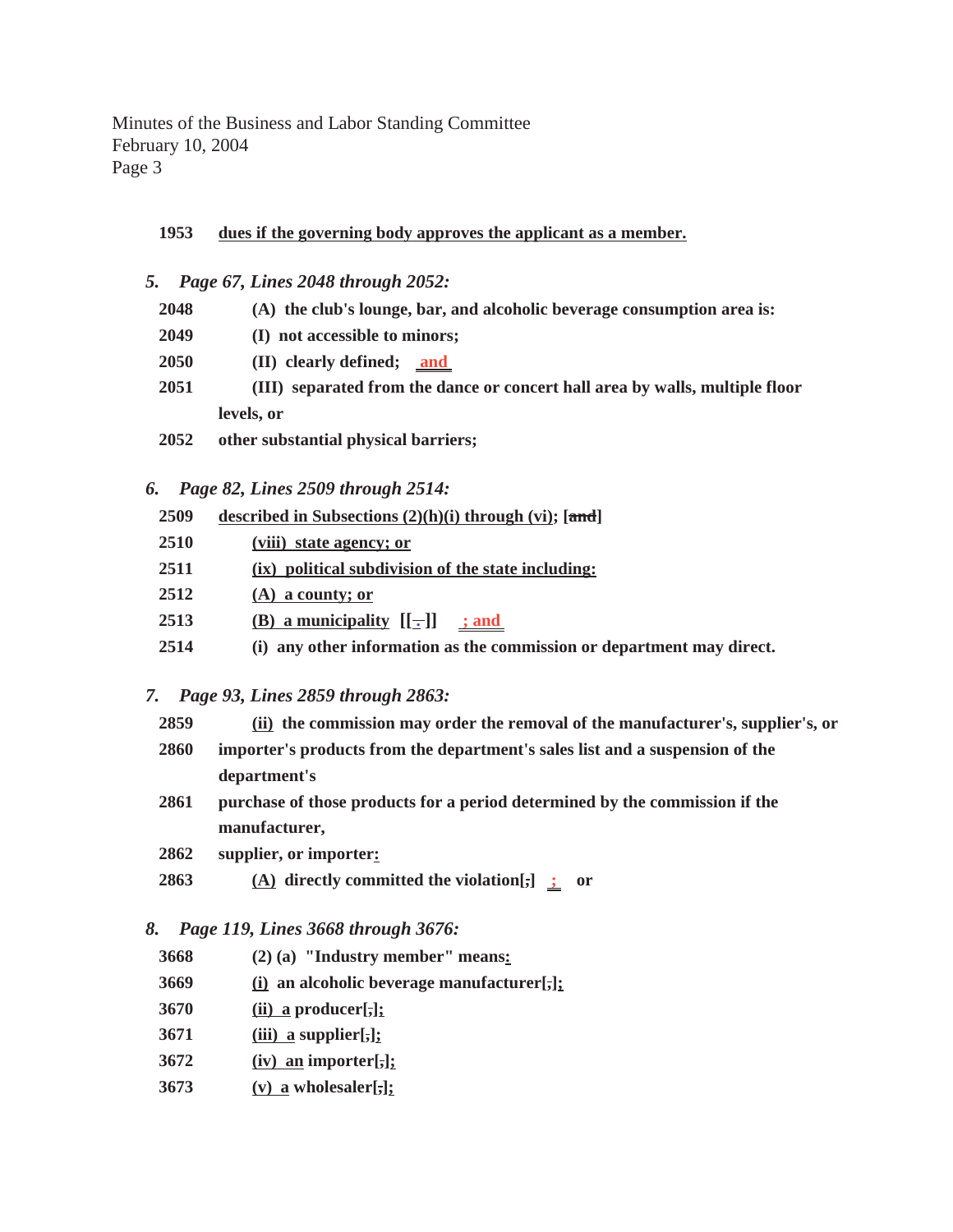Minutes of the Business and Labor Standing Committee
February 10, 2004

**1953 dues if the governing body approves the applicant as a member.**

*5. Page 67, Lines 2048 through 2052:*

**2048 (A) the club's lounge, bar, and alcoholic beverage consumption area is:**
**2049 (I) not accessible to minors;**
**2050 (II) clearly defined; and**
**2051 (III) separated from the dance or concert hall area by walls, multiple floor levels, or**
**2052 other substantial physical barriers;**

*6. Page 82, Lines 2509 through 2514:*

**2509 described in Subsections (2)(h)(i) through (vi); [~~and~~]**
**2510 (viii) state agency; or**
**2511 (ix) political subdivision of the state including:**
**2512 (A) a county; or**
**2513 (B) a municipality [[.]] ; and**
**2514 (i) any other information as the commission or department may direct.**

*7. Page 93, Lines 2859 through 2863:*

**2859 (ii) the commission may order the removal of the manufacturer's, supplier's, or**
**2860 importer's products from the department's sales list and a suspension of the department's**
**2861 purchase of those products for a period determined by the commission if the manufacturer,**
**2862 supplier, or importer:**
**2863 (A) directly committed the violation[;] ; or**

*8. Page 119, Lines 3668 through 3676:*

**3668 (2) (a) "Industry member" means:**
**3669 (i) an alcoholic beverage manufacturer[,];**
**3670 (ii) a producer[,];**
**3671 (iii) a supplier[,];**
**3672 (iv) an importer[,];**
**3673 (v) a wholesaler[,];**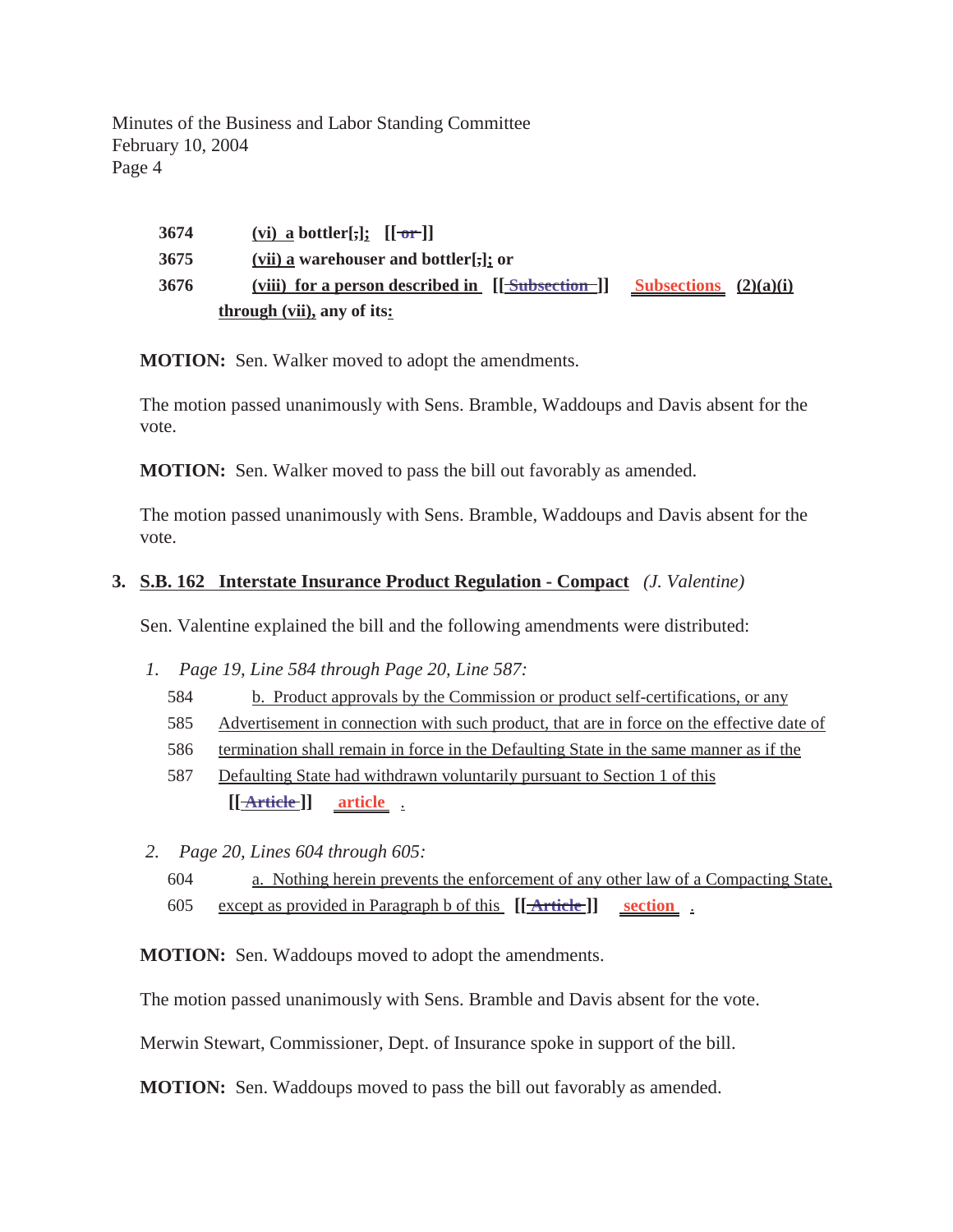3674 (vi) a bottler[;]; [[ or ]]

3675 (vii) a warehouser and bottler[;]; or

3676 (viii) for a person described in [[ Subsection ]] Subsections (2)(a)(i) through (vii), any of its:

**MOTION:** Sen. Walker moved to adopt the amendments.

The motion passed unanimously with Sens. Bramble, Waddoups and Davis absent for the vote.

**MOTION:** Sen. Walker moved to pass the bill out favorably as amended.

The motion passed unanimously with Sens. Bramble, Waddoups and Davis absent for the vote.

### 3. S.B. 162 Interstate Insurance Product Regulation - Compact *(J. Valentine)*

Sen. Valentine explained the bill and the following amendments were distributed:

1. *Page 19, Line 584 through Page 20, Line 587:*

   584 b. Product approvals by the Commission or product self-certifications, or any
   585 Advertisement in connection with such product, that are in force on the effective date of
   586 termination shall remain in force in the Defaulting State in the same manner as if the
   587 Defaulting State had withdrawn voluntarily pursuant to Section 1 of this [[ Article ]] article .

2. *Page 20, Lines 604 through 605:*

   604 a. Nothing herein prevents the enforcement of any other law of a Compacting State,
   605 except as provided in Paragraph b of this [[ Article ]] section .

**MOTION:** Sen. Waddoups moved to adopt the amendments.

The motion passed unanimously with Sens. Bramble and Davis absent for the vote.

Merwin Stewart, Commissioner, Dept. of Insurance spoke in support of the bill.

**MOTION:** Sen. Waddoups moved to pass the bill out favorably as amended.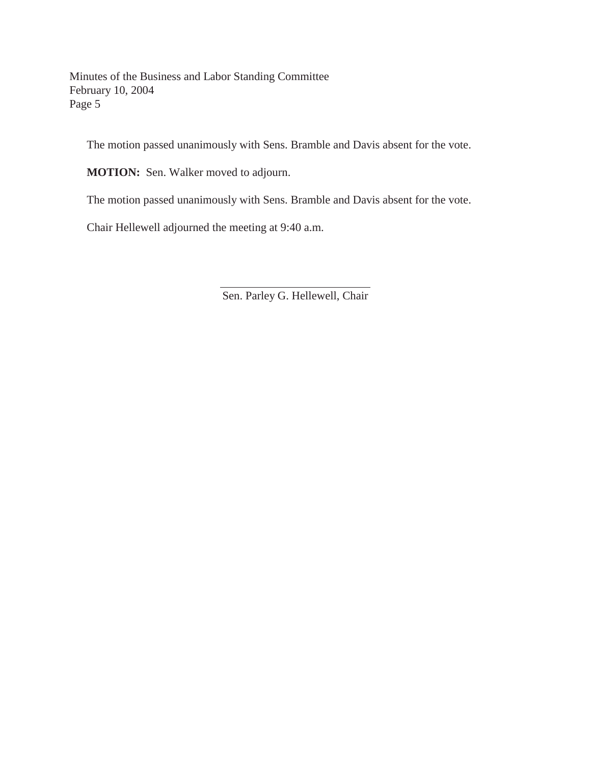The motion passed unanimously with Sens. Bramble and Davis absent for the vote.

**MOTION:** Sen. Walker moved to adjourn.

The motion passed unanimously with Sens. Bramble and Davis absent for the vote.

Chair Hellewell adjourned the meeting at 9:40 a.m.

\_\_\_\_\_\_\_\_\_\_\_\_\_\_\_\_\_\_\_\_\_\_\_\_\_\_\_\_

Sen. Parley G. Hellewell, Chair